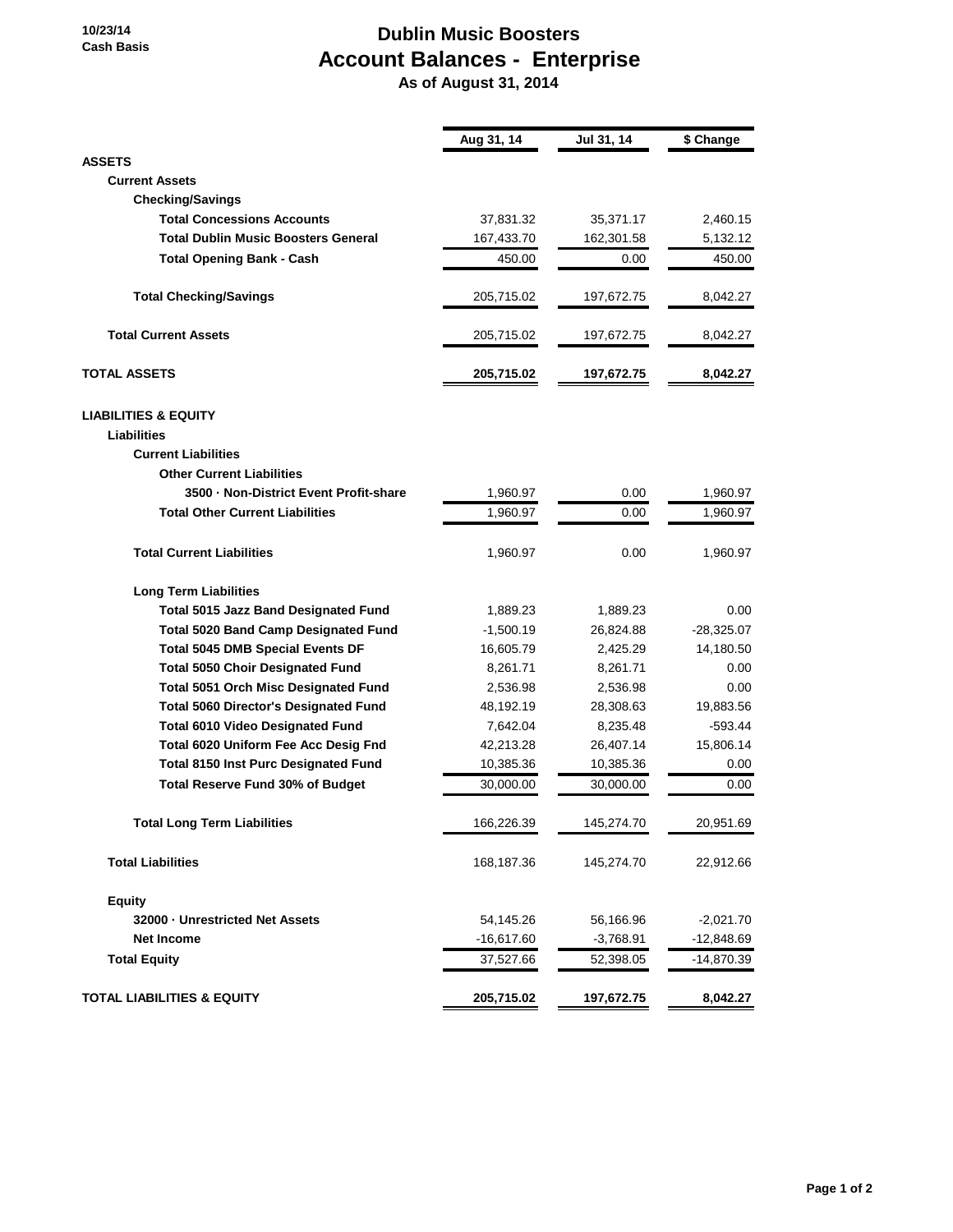10/23/14
Cash Basis

# Dublin Music Boosters
## Account Balances - Enterprise
### As of August 31, 2014

| | Aug 31, 14 | Jul 31, 14 | $ Change |
|---|---|---|---|
| **ASSETS** | | | |
| **Current Assets** | | | |
| **Checking/Savings** | | | |
| **Total Concessions Accounts** | 37,831.32 | 35,371.17 | 2,460.15 |
| **Total Dublin Music Boosters General** | 167,433.70 | 162,301.58 | 5,132.12 |
| **Total Opening Bank - Cash** | 450.00 | 0.00 | 450.00 |
| **Total Checking/Savings** | 205,715.02 | 197,672.75 | 8,042.27 |
| **Total Current Assets** | 205,715.02 | 197,672.75 | 8,042.27 |
| **TOTAL ASSETS** | **205,715.02** | **197,672.75** | **8,042.27** |
| **LIABILITIES & EQUITY** | | | |
| **Liabilities** | | | |
| **Current Liabilities** | | | |
| **Other Current Liabilities** | | | |
| **3500 · Non-District Event Profit-share** | 1,960.97 | 0.00 | 1,960.97 |
| **Total Other Current Liabilities** | 1,960.97 | 0.00 | 1,960.97 |
| **Total Current Liabilities** | 1,960.97 | 0.00 | 1,960.97 |
| **Long Term Liabilities** | | | |
| **Total 5015 Jazz Band Designated Fund** | 1,889.23 | 1,889.23 | 0.00 |
| **Total 5020 Band Camp Designated Fund** | -1,500.19 | 26,824.88 | -28,325.07 |
| **Total 5045 DMB Special Events DF** | 16,605.79 | 2,425.29 | 14,180.50 |
| **Total 5050 Choir Designated Fund** | 8,261.71 | 8,261.71 | 0.00 |
| **Total 5051 Orch Misc Designated Fund** | 2,536.98 | 2,536.98 | 0.00 |
| **Total 5060 Director's Designated Fund** | 48,192.19 | 28,308.63 | 19,883.56 |
| **Total 6010 Video Designated Fund** | 7,642.04 | 8,235.48 | -593.44 |
| **Total 6020 Uniform Fee Acc Desig Fnd** | 42,213.28 | 26,407.14 | 15,806.14 |
| **Total 8150 Inst Purc Designated Fund** | 10,385.36 | 10,385.36 | 0.00 |
| **Total Reserve Fund 30% of Budget** | 30,000.00 | 30,000.00 | 0.00 |
| **Total Long Term Liabilities** | 166,226.39 | 145,274.70 | 20,951.69 |
| **Total Liabilities** | 168,187.36 | 145,274.70 | 22,912.66 |
| **Equity** | | | |
| **32000 · Unrestricted Net Assets** | 54,145.26 | 56,166.96 | -2,021.70 |
| **Net Income** | -16,617.60 | -3,768.91 | -12,848.69 |
| **Total Equity** | 37,527.66 | 52,398.05 | -14,870.39 |
| **TOTAL LIABILITIES & EQUITY** | **205,715.02** | **197,672.75** | **8,042.27** |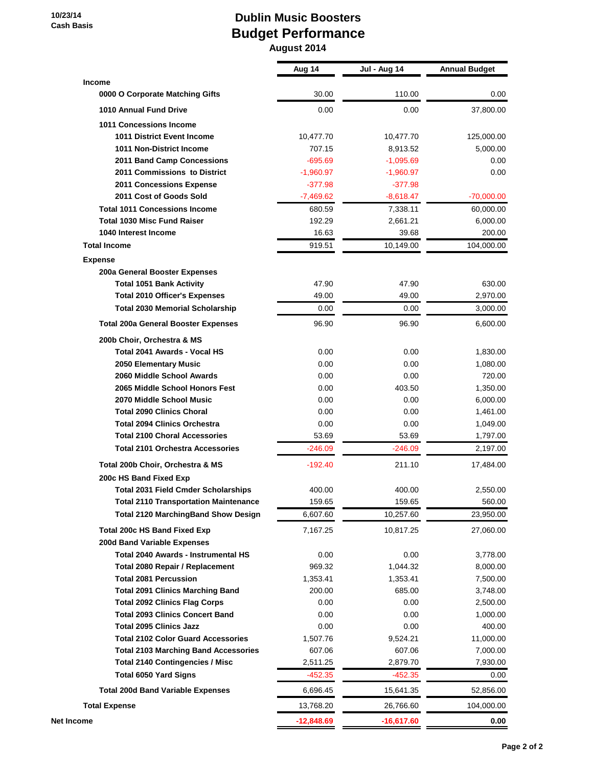10/23/14
Cash Basis

# Dublin Music Boosters
## Budget Performance
### August 2014

| | Aug 14 | Jul - Aug 14 | Annual Budget |
|---|---|---|---|
| **Income** | | | |
| **0000 O Corporate Matching Gifts** | 30.00 | 110.00 | 0.00 |
| **1010 Annual Fund Drive** | 0.00 | 0.00 | 37,800.00 |
| **1011 Concessions Income** | | | |
| **1011 District Event Income** | 10,477.70 | 10,477.70 | 125,000.00 |
| **1011 Non-District Income** | 707.15 | 8,913.52 | 5,000.00 |
| **2011 Band Camp Concessions** | -695.69 | -1,095.69 | 0.00 |
| **2011 Commissions to District** | -1,960.97 | -1,960.97 | 0.00 |
| **2011 Concessions Expense** | -377.98 | -377.98 | |
| **2011 Cost of Goods Sold** | -7,469.62 | -8,618.47 | -70,000.00 |
| **Total 1011 Concessions Income** | 680.59 | 7,338.11 | 60,000.00 |
| **Total 1030 Misc Fund Raiser** | 192.29 | 2,661.21 | 6,000.00 |
| **1040 Interest Income** | 16.63 | 39.68 | 200.00 |
| **Total Income** | 919.51 | 10,149.00 | 104,000.00 |
| **Expense** | | | |
| **200a General Booster Expenses** | | | |
| **Total 1051 Bank Activity** | 47.90 | 47.90 | 630.00 |
| **Total 2010 Officer's Expenses** | 49.00 | 49.00 | 2,970.00 |
| **Total 2030 Memorial Scholarship** | 0.00 | 0.00 | 3,000.00 |
| **Total 200a General Booster Expenses** | 96.90 | 96.90 | 6,600.00 |
| **200b Choir, Orchestra & MS** | | | |
| **Total 2041 Awards - Vocal HS** | 0.00 | 0.00 | 1,830.00 |
| **2050 Elementary Music** | 0.00 | 0.00 | 1,080.00 |
| **2060 Middle School Awards** | 0.00 | 0.00 | 720.00 |
| **2065 Middle School Honors Fest** | 0.00 | 403.50 | 1,350.00 |
| **2070 Middle School Music** | 0.00 | 0.00 | 6,000.00 |
| **Total 2090 Clinics Choral** | 0.00 | 0.00 | 1,461.00 |
| **Total 2094 Clinics Orchestra** | 0.00 | 0.00 | 1,049.00 |
| **Total 2100 Choral Accessories** | 53.69 | 53.69 | 1,797.00 |
| **Total 2101 Orchestra Accessories** | -246.09 | -246.09 | 2,197.00 |
| **Total 200b Choir, Orchestra & MS** | -192.40 | 211.10 | 17,484.00 |
| **200c HS Band Fixed Exp** | | | |
| **Total 2031 Field Cmder Scholarships** | 400.00 | 400.00 | 2,550.00 |
| **Total 2110 Transportation Maintenance** | 159.65 | 159.65 | 560.00 |
| **Total 2120 MarchingBand Show Design** | 6,607.60 | 10,257.60 | 23,950.00 |
| **Total 200c HS Band Fixed Exp** | 7,167.25 | 10,817.25 | 27,060.00 |
| **200d Band Variable Expenses** | | | |
| **Total 2040 Awards - Instrumental HS** | 0.00 | 0.00 | 3,778.00 |
| **Total 2080 Repair / Replacement** | 969.32 | 1,044.32 | 8,000.00 |
| **Total 2081 Percussion** | 1,353.41 | 1,353.41 | 7,500.00 |
| **Total 2091 Clinics Marching Band** | 200.00 | 685.00 | 3,748.00 |
| **Total 2092 Clinics Flag Corps** | 0.00 | 0.00 | 2,500.00 |
| **Total 2093 Clinics Concert Band** | 0.00 | 0.00 | 1,000.00 |
| **Total 2095 Clinics Jazz** | 0.00 | 0.00 | 400.00 |
| **Total 2102 Color Guard Accessories** | 1,507.76 | 9,524.21 | 11,000.00 |
| **Total 2103 Marching Band Accessories** | 607.06 | 607.06 | 7,000.00 |
| **Total 2140 Contingencies / Misc** | 2,511.25 | 2,879.70 | 7,930.00 |
| **Total 6050 Yard Signs** | -452.35 | -452.35 | 0.00 |
| **Total 200d Band Variable Expenses** | 6,696.45 | 15,641.35 | 52,856.00 |
| **Total Expense** | 13,768.20 | 26,766.60 | 104,000.00 |
| **Net Income** | **-12,848.69** | **-16,617.60** | **0.00** |